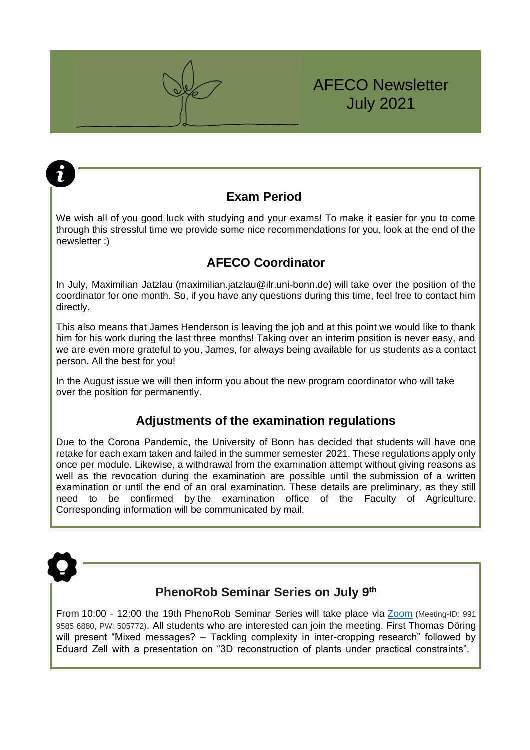# AFECO Newsletter July 2021

## Exam Period

We wish all of you good luck with studying and your exams! To make it easier for you to come through this stressful time we provide some nice recommendations for you, look at the end of the newsletter :)

## AFECO Coordinator

In July, Maximilian Jatzlau (maximilian.jatzlau@ilr.uni-bonn.de) will take over the position of the coordinator for one month. So, if you have any questions during this time, feel free to contact him directly.

This also means that James Henderson is leaving the job and at this point we would like to thank him for his work during the last three months! Taking over an interim position is never easy, and we are even more grateful to you, James, for always being available for us students as a contact person. All the best for you!

In the August issue we will then inform you about the new program coordinator who will take over the position for permanently.

## Adjustments of the examination regulations

Due to the Corona Pandemic, the University of Bonn has decided that students will have one retake for each exam taken and failed in the summer semester 2021. These regulations apply only once per module. Likewise, a withdrawal from the examination attempt without giving reasons as well as the revocation during the examination are possible until the submission of a written examination or until the end of an oral examination. These details are preliminary, as they still need to be confirmed by the examination office of the Faculty of Agriculture. Corresponding information will be communicated by mail.

## PhenoRob Seminar Series on July 9th

From 10:00 - 12:00 the 19th PhenoRob Seminar Series will take place via Zoom (Meeting-ID: 991 9585 6880, PW: 505772). All students who are interested can join the meeting. First Thomas Döring will present "Mixed messages? – Tackling complexity in inter-cropping research" followed by Eduard Zell with a presentation on "3D reconstruction of plants under practical constraints".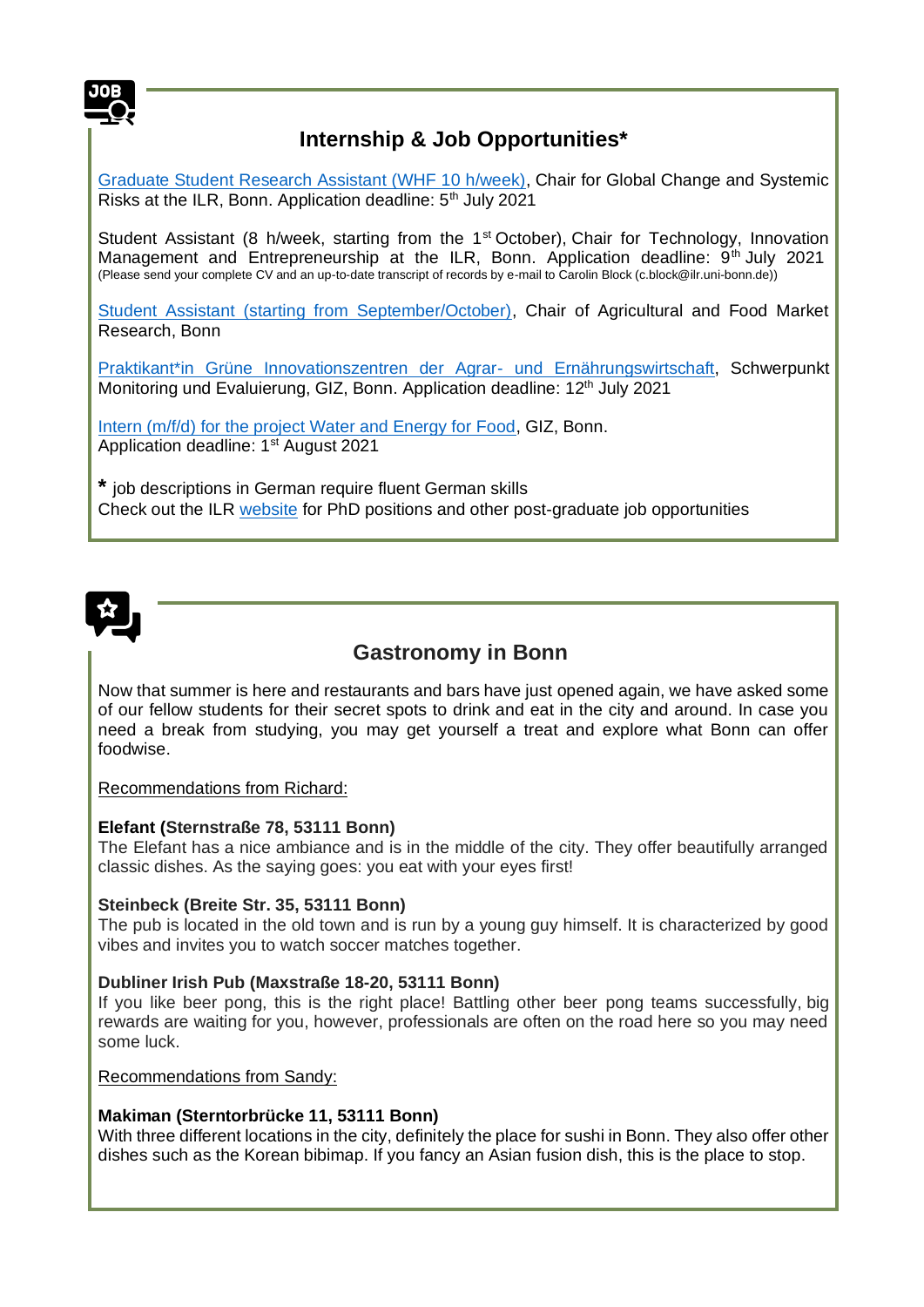## Internship & Job Opportunities*

Graduate Student Research Assistant (WHF 10 h/week), Chair for Global Change and Systemic Risks at the ILR, Bonn. Application deadline: 5th July 2021

Student Assistant (8 h/week, starting from the 1st October), Chair for Technology, Innovation Management and Entrepreneurship at the ILR, Bonn. Application deadline: 9th July 2021 (Please send your complete CV and an up-to-date transcript of records by e-mail to Carolin Block (c.block@ilr.uni-bonn.de))

Student Assistant (starting from September/October), Chair of Agricultural and Food Market Research, Bonn

Praktikant*in Grüne Innovationszentren der Agrar- und Ernährungswirtschaft, Schwerpunkt Monitoring und Evaluierung, GIZ, Bonn. Application deadline: 12th July 2021

Intern (m/f/d) for the project Water and Energy for Food, GIZ, Bonn.
Application deadline: 1st August 2021

**\*** job descriptions in German require fluent German skills
Check out the ILR website for PhD positions and other post-graduate job opportunities

## Gastronomy in Bonn

Now that summer is here and restaurants and bars have just opened again, we have asked some of our fellow students for their secret spots to drink and eat in the city and around. In case you need a break from studying, you may get yourself a treat and explore what Bonn can offer foodwise.

Recommendations from Richard:

**Elefant (Sternstraße 78, 53111 Bonn)**
The Elefant has a nice ambiance and is in the middle of the city. They offer beautifully arranged classic dishes. As the saying goes: you eat with your eyes first!

**Steinbeck (Breite Str. 35, 53111 Bonn)**
The pub is located in the old town and is run by a young guy himself. It is characterized by good vibes and invites you to watch soccer matches together.

**Dubliner Irish Pub (Maxstraße 18-20, 53111 Bonn)**
If you like beer pong, this is the right place! Battling other beer pong teams successfully, big rewards are waiting for you, however, professionals are often on the road here so you may need some luck.

Recommendations from Sandy:

**Makiman (Sterntorbrücke 11, 53111 Bonn)**
With three different locations in the city, definitely the place for sushi in Bonn. They also offer other dishes such as the Korean bibimap. If you fancy an Asian fusion dish, this is the place to stop.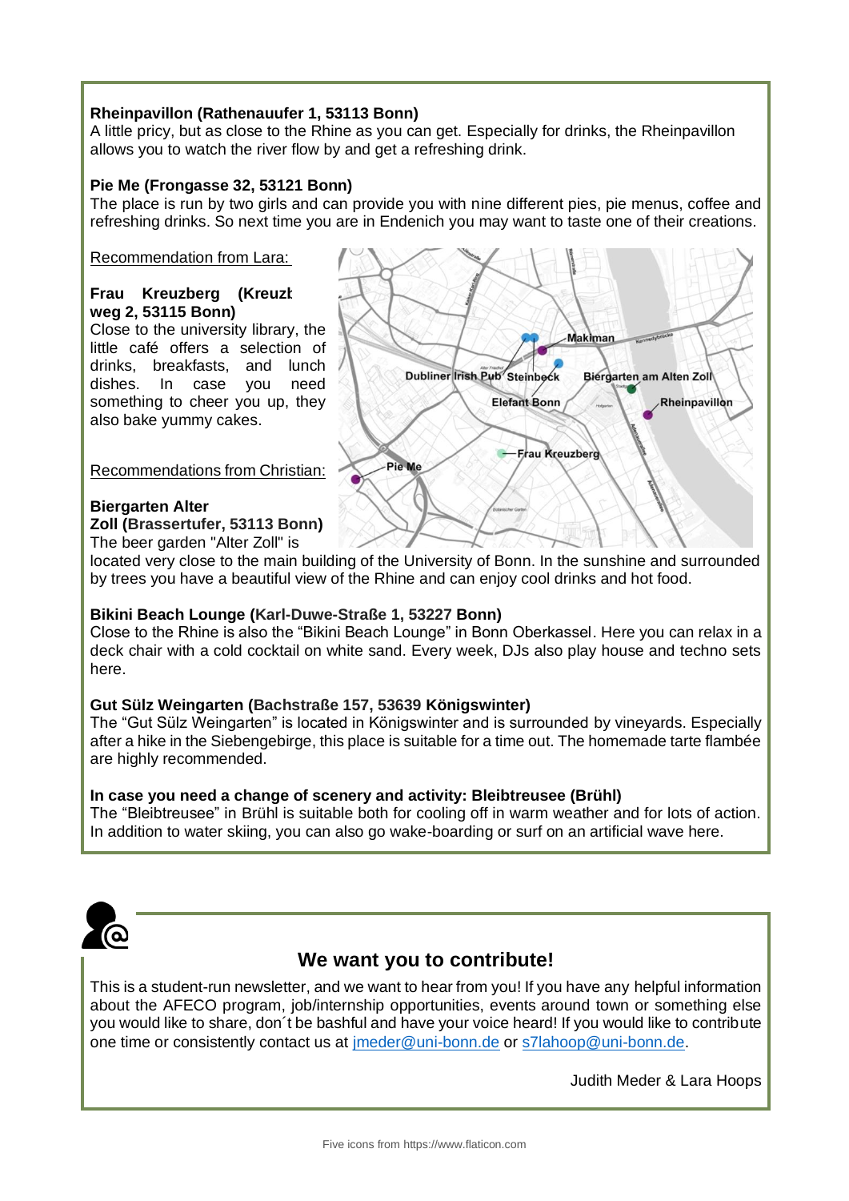**Rheinpavillon (Rathenauufer 1, 53113 Bonn)**
A little pricy, but as close to the Rhine as you can get. Especially for drinks, the Rheinpavillon allows you to watch the river flow by and get a refreshing drink.

**Pie Me (Frongasse 32, 53121 Bonn)**
The place is run by two girls and can provide you with nine different pies, pie menus, coffee and refreshing drinks. So next time you are in Endenich you may want to taste one of their creations.

Recommendation from Lara:

**Frau Kreuzberg (Kreuzbergweg 2, 53115 Bonn)**
Close to the university library, the little café offers a selection of drinks, breakfasts, and lunch dishes. In case you need something to cheer you up, they also bake yummy cakes.

Makiman
Dubliner Irish Pub
Steinbeck
Biergarten am Alten Zoll
Elefant Bonn
Rheinpavillon
Frau Kreuzberg
Pie Me

Recommendations from Christian:

**Biergarten Alter Zoll (Brassertufer, 53113 Bonn)**
The beer garden "Alter Zoll" is located very close to the main building of the University of Bonn. In the sunshine and surrounded by trees you have a beautiful view of the Rhine and can enjoy cool drinks and hot food.

**Bikini Beach Lounge (Karl-Duwe-Straße 1, 53227 Bonn)**
Close to the Rhine is also the "Bikini Beach Lounge" in Bonn Oberkassel. Here you can relax in a deck chair with a cold cocktail on white sand. Every week, DJs also play house and techno sets here.

**Gut Sülz Weingarten (Bachstraße 157, 53639 Königswinter)**
The "Gut Sülz Weingarten" is located in Königswinter and is surrounded by vineyards. Especially after a hike in the Siebengebirge, this place is suitable for a time out. The homemade tarte flambée are highly recommended.

**In case you need a change of scenery and activity: Bleibtreusee (Brühl)**
The "Bleibtreusee" in Brühl is suitable both for cooling off in warm weather and for lots of action. In addition to water skiing, you can also go wake-boarding or surf on an artificial wave here.

## We want you to contribute!

This is a student-run newsletter, and we want to hear from you! If you have any helpful information about the AFECO program, job/internship opportunities, events around town or something else you would like to share, don´t be bashful and have your voice heard! If you would like to contribute one time or consistently contact us at jmeder@uni-bonn.de or s7lahoop@uni-bonn.de.

Judith Meder & Lara Hoops

Five icons from https://www.flaticon.com